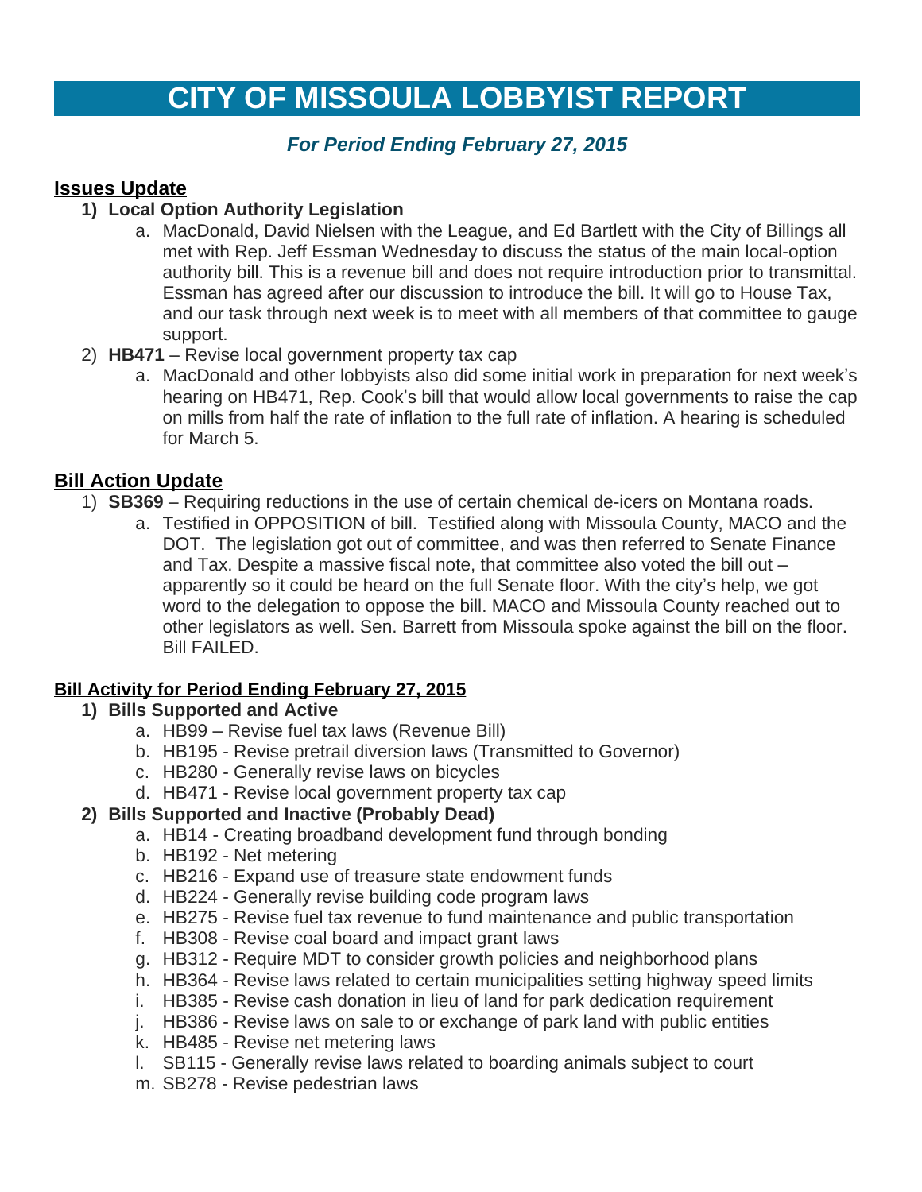# CITY OF MISSOULA LOBBYIST REPORT

***For Period Ending February 27, 2015***

## Issues Update

1) **Local Option Authority Legislation**
   a. MacDonald, David Nielsen with the League, and Ed Bartlett with the City of Billings all met with Rep. Jeff Essman Wednesday to discuss the status of the main local-option authority bill. This is a revenue bill and does not require introduction prior to transmittal. Essman has agreed after our discussion to introduce the bill. It will go to House Tax, and our task through next week is to meet with all members of that committee to gauge support.

2) **HB471** – Revise local government property tax cap
   a. MacDonald and other lobbyists also did some initial work in preparation for next week's hearing on HB471, Rep. Cook's bill that would allow local governments to raise the cap on mills from half the rate of inflation to the full rate of inflation. A hearing is scheduled for March 5.

## Bill Action Update

1) **SB369** – Requiring reductions in the use of certain chemical de-icers on Montana roads.
   a. Testified in OPPOSITION of bill. Testified along with Missoula County, MACO and the DOT. The legislation got out of committee, and was then referred to Senate Finance and Tax. Despite a massive fiscal note, that committee also voted the bill out – apparently so it could be heard on the full Senate floor. With the city's help, we got word to the delegation to oppose the bill. MACO and Missoula County reached out to other legislators as well. Sen. Barrett from Missoula spoke against the bill on the floor. Bill FAILED.

## Bill Activity for Period Ending February 27, 2015

1) **Bills Supported and Active**
   a. HB99 – Revise fuel tax laws (Revenue Bill)
   b. HB195 - Revise pretrail diversion laws (Transmitted to Governor)
   c. HB280 - Generally revise laws on bicycles
   d. HB471 - Revise local government property tax cap

2) **Bills Supported and Inactive (Probably Dead)**
   a. HB14 - Creating broadband development fund through bonding
   b. HB192 - Net metering
   c. HB216 - Expand use of treasure state endowment funds
   d. HB224 - Generally revise building code program laws
   e. HB275 - Revise fuel tax revenue to fund maintenance and public transportation
   f. HB308 - Revise coal board and impact grant laws
   g. HB312 - Require MDT to consider growth policies and neighborhood plans
   h. HB364 - Revise laws related to certain municipalities setting highway speed limits
   i. HB385 - Revise cash donation in lieu of land for park dedication requirement
   j. HB386 - Revise laws on sale to or exchange of park land with public entities
   k. HB485 - Revise net metering laws
   l. SB115 - Generally revise laws related to boarding animals subject to court
   m. SB278 - Revise pedestrian laws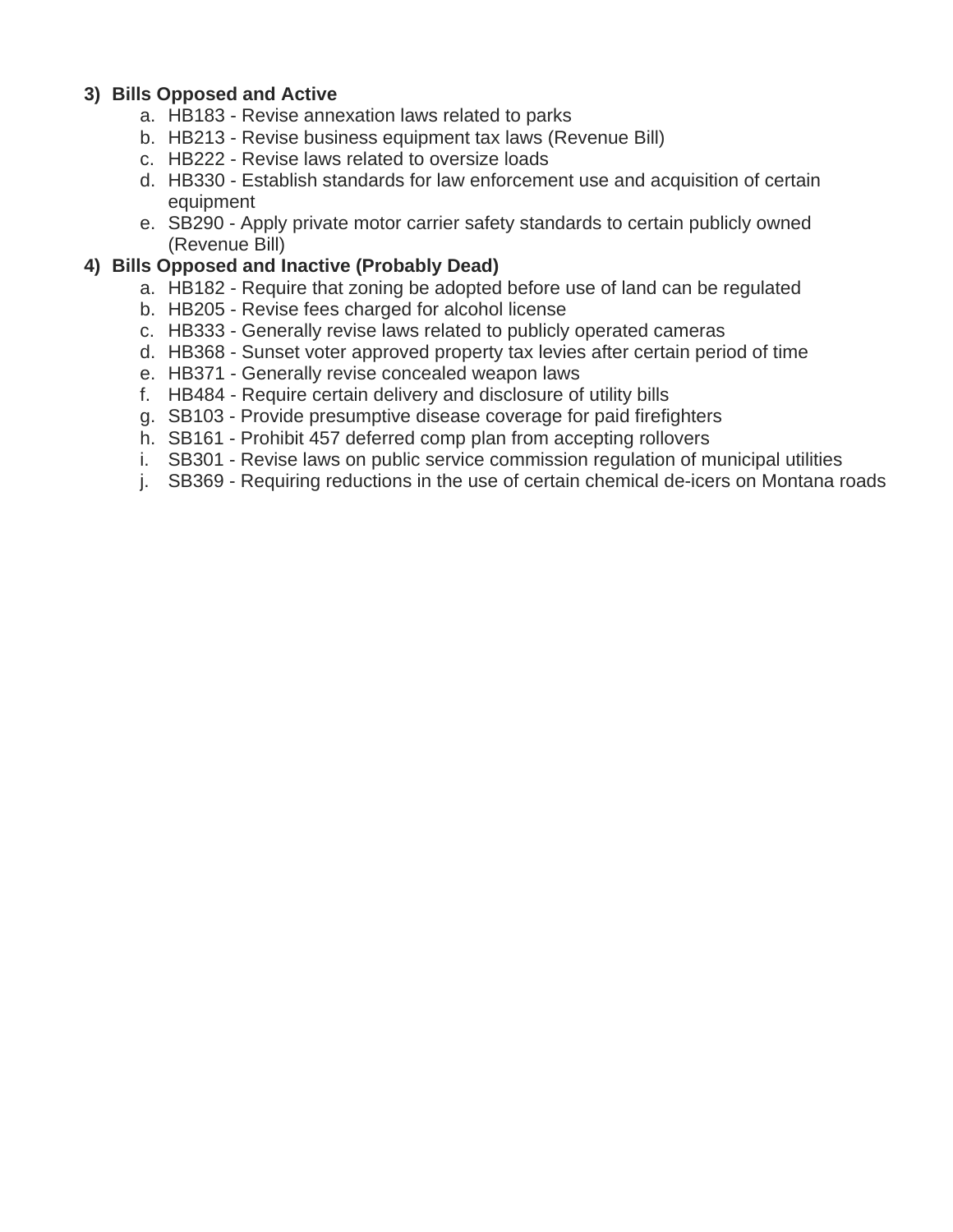3) **Bills Opposed and Active**
    a. HB183 - Revise annexation laws related to parks
    b. HB213 - Revise business equipment tax laws (Revenue Bill)
    c. HB222 - Revise laws related to oversize loads
    d. HB330 - Establish standards for law enforcement use and acquisition of certain equipment
    e. SB290 - Apply private motor carrier safety standards to certain publicly owned (Revenue Bill)
4) **Bills Opposed and Inactive (Probably Dead)**
    a. HB182 - Require that zoning be adopted before use of land can be regulated
    b. HB205 - Revise fees charged for alcohol license
    c. HB333 - Generally revise laws related to publicly operated cameras
    d. HB368 - Sunset voter approved property tax levies after certain period of time
    e. HB371 - Generally revise concealed weapon laws
    f. HB484 - Require certain delivery and disclosure of utility bills
    g. SB103 - Provide presumptive disease coverage for paid firefighters
    h. SB161 - Prohibit 457 deferred comp plan from accepting rollovers
    i. SB301 - Revise laws on public service commission regulation of municipal utilities
    j. SB369 - Requiring reductions in the use of certain chemical de-icers on Montana roads